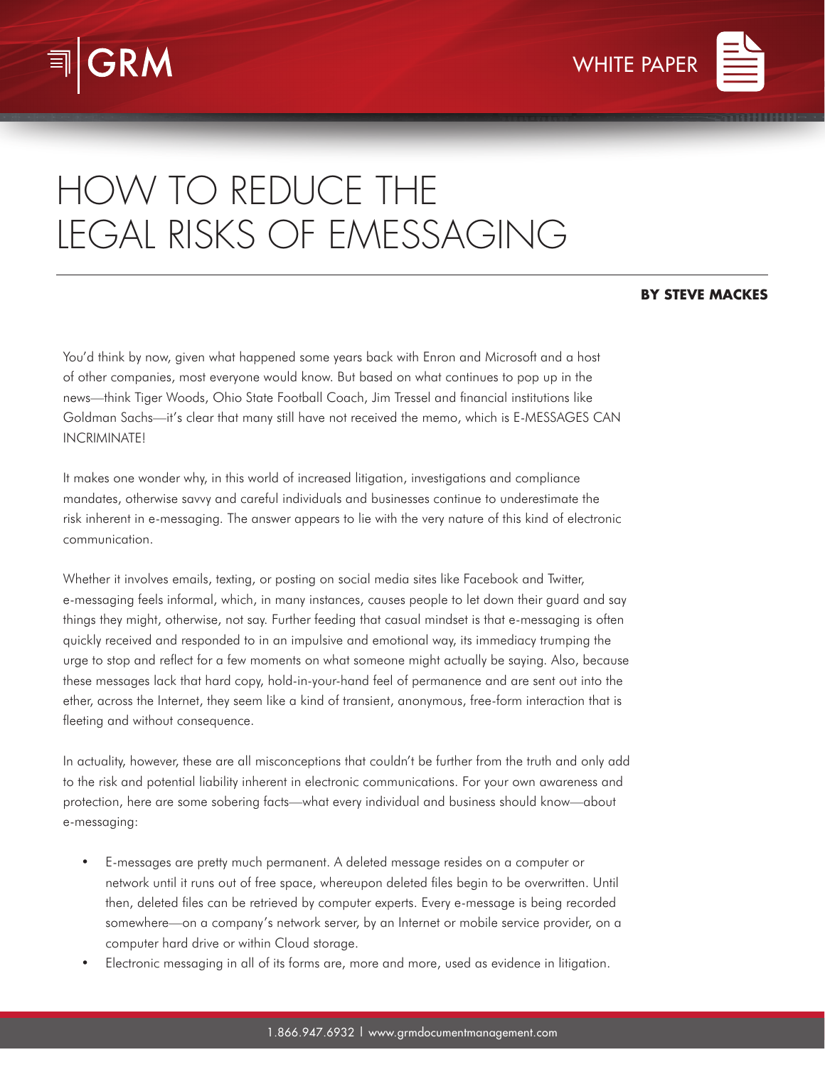GRM

WHITE PAPER

# HOW TO REDUCE THE LEGAL RISKS OF EMESSAGING

**BY STEVE MACKES**

You'd think by now, given what happened some years back with Enron and Microsoft and a host of other companies, most everyone would know. But based on what continues to pop up in the news—think Tiger Woods, Ohio State Football Coach, Jim Tressel and financial institutions like Goldman Sachs—it's clear that many still have not received the memo, which is E-MESSAGES CAN INCRIMINATE!

It makes one wonder why, in this world of increased litigation, investigations and compliance mandates, otherwise savvy and careful individuals and businesses continue to underestimate the risk inherent in e-messaging. The answer appears to lie with the very nature of this kind of electronic communication.

Whether it involves emails, texting, or posting on social media sites like Facebook and Twitter, e-messaging feels informal, which, in many instances, causes people to let down their guard and say things they might, otherwise, not say. Further feeding that casual mindset is that e-messaging is often quickly received and responded to in an impulsive and emotional way, its immediacy trumping the urge to stop and reflect for a few moments on what someone might actually be saying. Also, because these messages lack that hard copy, hold-in-your-hand feel of permanence and are sent out into the ether, across the Internet, they seem like a kind of transient, anonymous, free-form interaction that is fleeting and without consequence.

In actuality, however, these are all misconceptions that couldn't be further from the truth and only add to the risk and potential liability inherent in electronic communications. For your own awareness and protection, here are some sobering facts—what every individual and business should know—about e-messaging:

- E-messages are pretty much permanent. A deleted message resides on a computer or network until it runs out of free space, whereupon deleted files begin to be overwritten. Until then, deleted files can be retrieved by computer experts. Every e-message is being recorded somewhere—on a company's network server, by an Internet or mobile service provider, on a computer hard drive or within Cloud storage.
- Electronic messaging in all of its forms are, more and more, used as evidence in litigation.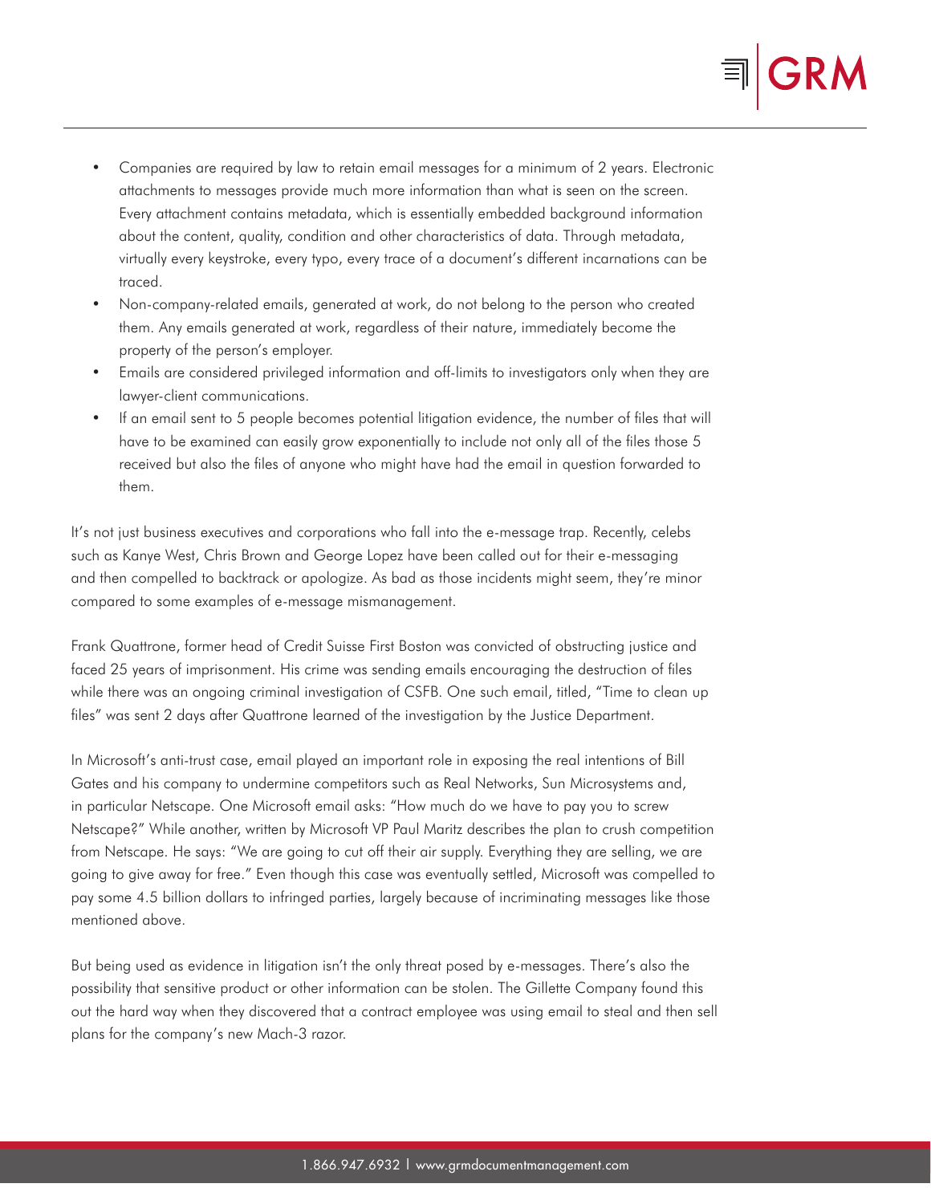- Companies are required by law to retain email messages for a minimum of 2 years. Electronic attachments to messages provide much more information than what is seen on the screen. Every attachment contains metadata, which is essentially embedded background information about the content, quality, condition and other characteristics of data. Through metadata, virtually every keystroke, every typo, every trace of a document's different incarnations can be traced.
- Non-company-related emails, generated at work, do not belong to the person who created them. Any emails generated at work, regardless of their nature, immediately become the property of the person's employer.
- Emails are considered privileged information and off-limits to investigators only when they are lawyer-client communications.
- If an email sent to 5 people becomes potential litigation evidence, the number of files that will have to be examined can easily grow exponentially to include not only all of the files those 5 received but also the files of anyone who might have had the email in question forwarded to them.

It's not just business executives and corporations who fall into the e-message trap. Recently, celebs such as Kanye West, Chris Brown and George Lopez have been called out for their e-messaging and then compelled to backtrack or apologize. As bad as those incidents might seem, they're minor compared to some examples of e-message mismanagement.

Frank Quattrone, former head of Credit Suisse First Boston was convicted of obstructing justice and faced 25 years of imprisonment. His crime was sending emails encouraging the destruction of files while there was an ongoing criminal investigation of CSFB. One such email, titled, "Time to clean up files" was sent 2 days after Quattrone learned of the investigation by the Justice Department.

In Microsoft's anti-trust case, email played an important role in exposing the real intentions of Bill Gates and his company to undermine competitors such as Real Networks, Sun Microsystems and, in particular Netscape. One Microsoft email asks: "How much do we have to pay you to screw Netscape?" While another, written by Microsoft VP Paul Maritz describes the plan to crush competition from Netscape. He says: "We are going to cut off their air supply. Everything they are selling, we are going to give away for free." Even though this case was eventually settled, Microsoft was compelled to pay some 4.5 billion dollars to infringed parties, largely because of incriminating messages like those mentioned above.

But being used as evidence in litigation isn't the only threat posed by e-messages. There's also the possibility that sensitive product or other information can be stolen. The Gillette Company found this out the hard way when they discovered that a contract employee was using email to steal and then sell plans for the company's new Mach-3 razor.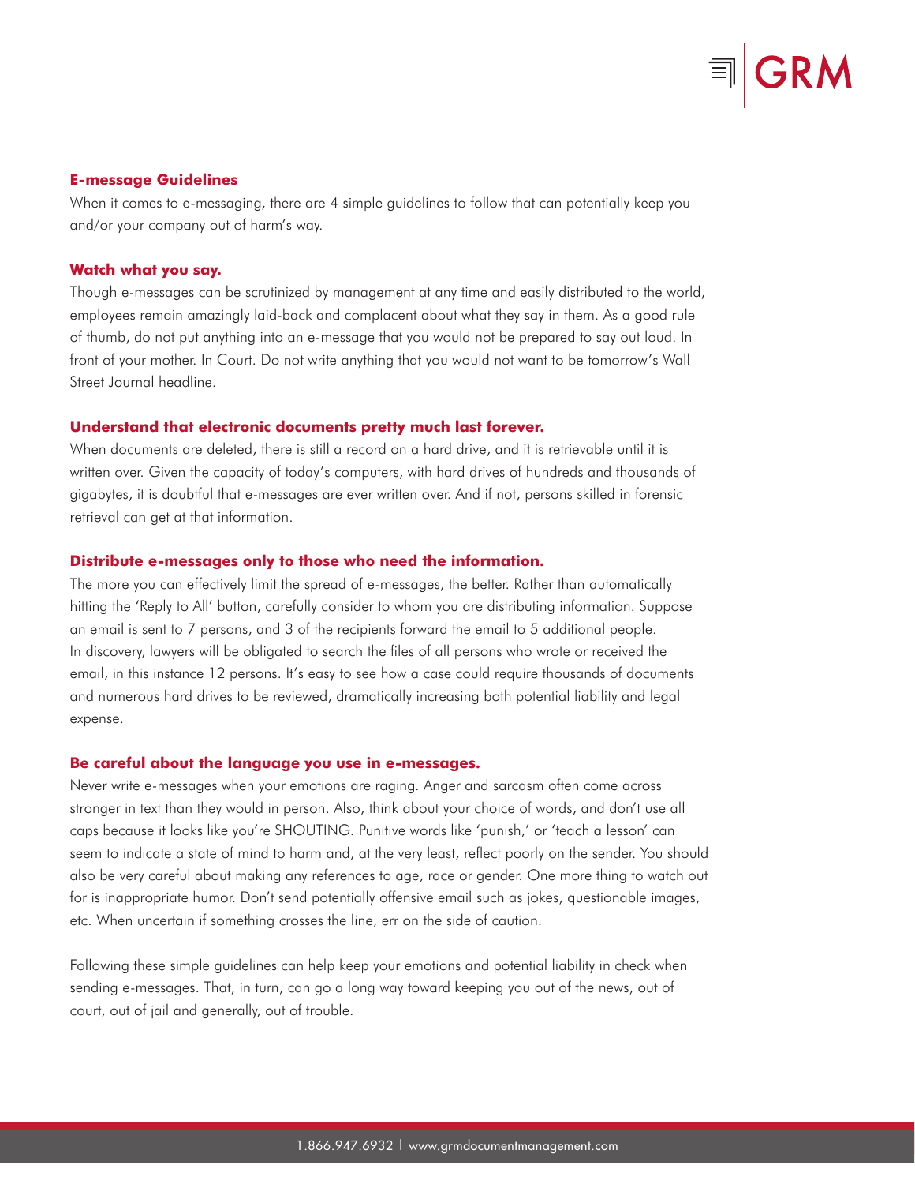## E-message Guidelines

When it comes to e-messaging, there are 4 simple guidelines to follow that can potentially keep you and/or your company out of harm's way.

### Watch what you say.

Though e-messages can be scrutinized by management at any time and easily distributed to the world, employees remain amazingly laid-back and complacent about what they say in them. As a good rule of thumb, do not put anything into an e-message that you would not be prepared to say out loud. In front of your mother. In Court. Do not write anything that you would not want to be tomorrow's Wall Street Journal headline.

### Understand that electronic documents pretty much last forever.

When documents are deleted, there is still a record on a hard drive, and it is retrievable until it is written over. Given the capacity of today's computers, with hard drives of hundreds and thousands of gigabytes, it is doubtful that e-messages are ever written over. And if not, persons skilled in forensic retrieval can get at that information.

### Distribute e-messages only to those who need the information.

The more you can effectively limit the spread of e-messages, the better. Rather than automatically hitting the 'Reply to All' button, carefully consider to whom you are distributing information. Suppose an email is sent to 7 persons, and 3 of the recipients forward the email to 5 additional people. In discovery, lawyers will be obligated to search the files of all persons who wrote or received the email, in this instance 12 persons. It's easy to see how a case could require thousands of documents and numerous hard drives to be reviewed, dramatically increasing both potential liability and legal expense.

### Be careful about the language you use in e-messages.

Never write e-messages when your emotions are raging. Anger and sarcasm often come across stronger in text than they would in person. Also, think about your choice of words, and don't use all caps because it looks like you're SHOUTING. Punitive words like 'punish,' or 'teach a lesson' can seem to indicate a state of mind to harm and, at the very least, reflect poorly on the sender. You should also be very careful about making any references to age, race or gender. One more thing to watch out for is inappropriate humor. Don't send potentially offensive email such as jokes, questionable images, etc. When uncertain if something crosses the line, err on the side of caution.

Following these simple guidelines can help keep your emotions and potential liability in check when sending e-messages. That, in turn, can go a long way toward keeping you out of the news, out of court, out of jail and generally, out of trouble.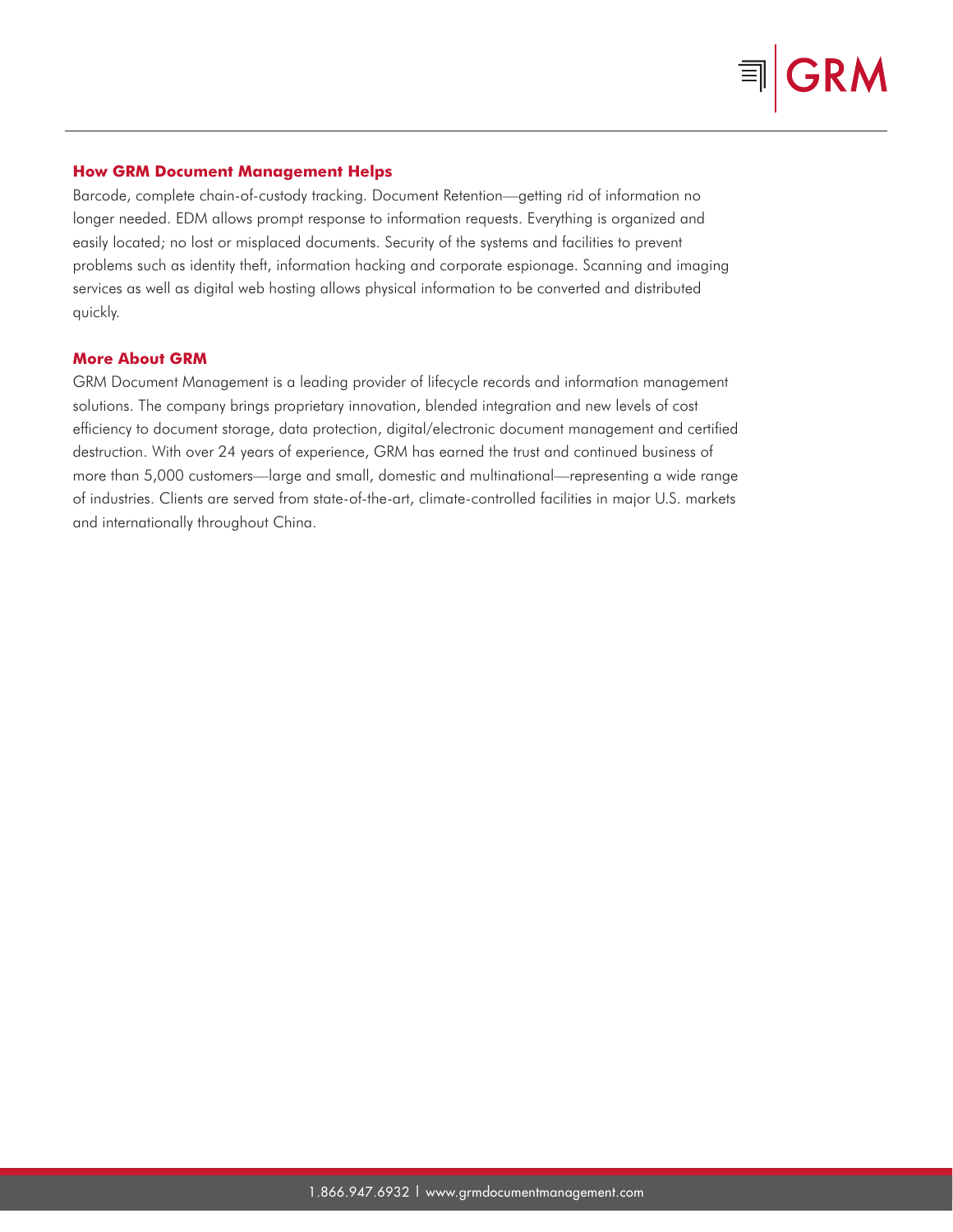## How GRM Document Management Helps

Barcode, complete chain-of-custody tracking. Document Retention—getting rid of information no longer needed. EDM allows prompt response to information requests. Everything is organized and easily located; no lost or misplaced documents. Security of the systems and facilities to prevent problems such as identity theft, information hacking and corporate espionage. Scanning and imaging services as well as digital web hosting allows physical information to be converted and distributed quickly.

## More About GRM

GRM Document Management is a leading provider of lifecycle records and information management solutions. The company brings proprietary innovation, blended integration and new levels of cost efficiency to document storage, data protection, digital/electronic document management and certified destruction. With over 24 years of experience, GRM has earned the trust and continued business of more than 5,000 customers—large and small, domestic and multinational—representing a wide range of industries. Clients are served from state-of-the-art, climate-controlled facilities in major U.S. markets and internationally throughout China.

1.866.947.6932 | www.grmdocumentmanagement.com